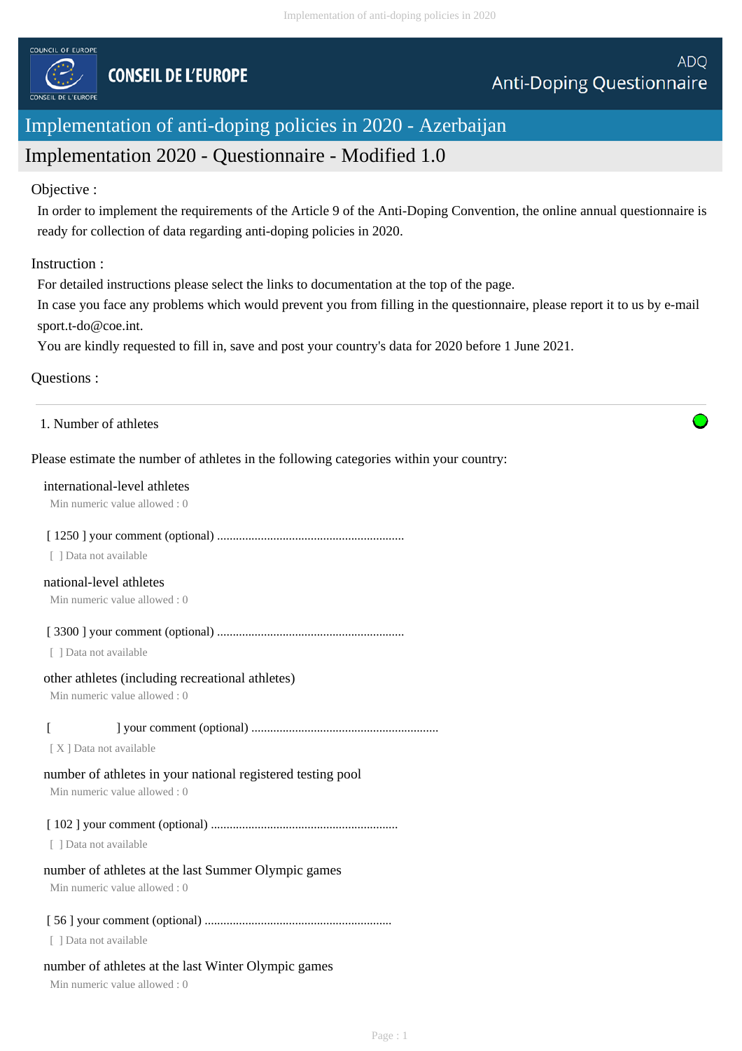COUNCIL OF EUROPE

CONSEIL DE L'EUROPE

ADQ
Anti-Doping Questionnaire

# Implementation of anti-doping policies in 2020 - Azerbaijan

## Implementation 2020 - Questionnaire - Modified 1.0

Objective :

In order to implement the requirements of the Article 9 of the Anti-Doping Convention, the online annual questionnaire is ready for collection of data regarding anti-doping policies in 2020.

Instruction :

For detailed instructions please select the links to documentation at the top of the page.
In case you face any problems which would prevent you from filling in the questionnaire, please report it to us by e-mail sport.t-do@coe.int.
You are kindly requested to fill in, save and post your country's data for 2020 before 1 June 2021.

Questions :

---

1. Number of athletes

Please estimate the number of athletes in the following categories within your country:

international-level athletes
Min numeric value allowed : 0

[ 1250 ] your comment (optional) ............................................................
[ ] Data not available

national-level athletes
Min numeric value allowed : 0

[ 3300 ] your comment (optional) ............................................................
[ ] Data not available

other athletes (including recreational athletes)
Min numeric value allowed : 0

[ ] your comment (optional) ............................................................
[ X ] Data not available

number of athletes in your national registered testing pool
Min numeric value allowed : 0

[ 102 ] your comment (optional) ............................................................
[ ] Data not available

number of athletes at the last Summer Olympic games
Min numeric value allowed : 0

[ 56 ] your comment (optional) ............................................................
[ ] Data not available

number of athletes at the last Winter Olympic games
Min numeric value allowed : 0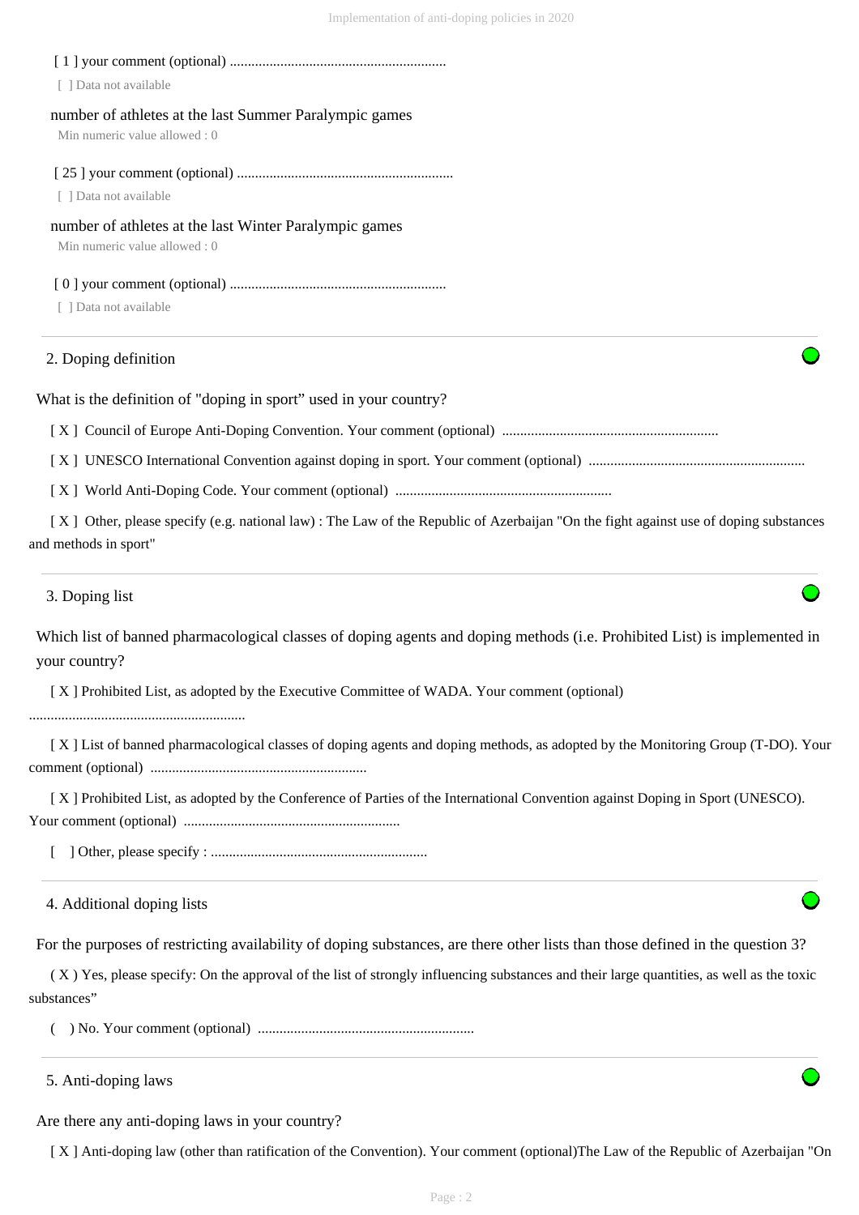[ 1 ] your comment (optional) ............................................................

[ ] Data not available

number of athletes at the last Summer Paralympic games

Min numeric value allowed : 0

[ 25 ] your comment (optional) ............................................................

[ ] Data not available

number of athletes at the last Winter Paralympic games

Min numeric value allowed : 0

[ 0 ] your comment (optional) ............................................................

[ ] Data not available

## 2. Doping definition

What is the definition of "doping in sport" used in your country?

[ X ] Council of Europe Anti-Doping Convention. Your comment (optional) ............................................................

[ X ] UNESCO International Convention against doping in sport. Your comment (optional) ............................................................

[ X ] World Anti-Doping Code. Your comment (optional) ............................................................

[ X ] Other, please specify (e.g. national law) : The Law of the Republic of Azerbaijan "On the fight against use of doping substances and methods in sport"

## 3. Doping list

Which list of banned pharmacological classes of doping agents and doping methods (i.e. Prohibited List) is implemented in your country?

[ X ] Prohibited List, as adopted by the Executive Committee of WADA. Your comment (optional) ............................................................

[ X ] List of banned pharmacological classes of doping agents and doping methods, as adopted by the Monitoring Group (T-DO). Your comment (optional) ............................................................

[ X ] Prohibited List, as adopted by the Conference of Parties of the International Convention against Doping in Sport (UNESCO). Your comment (optional) ............................................................

[ ] Other, please specify : ............................................................

## 4. Additional doping lists

For the purposes of restricting availability of doping substances, are there other lists than those defined in the question 3?

( X ) Yes, please specify: On the approval of the list of strongly influencing substances and their large quantities, as well as the toxic substances"

( ) No. Your comment (optional) ............................................................

## 5. Anti-doping laws

Are there any anti-doping laws in your country?

[ X ] Anti-doping law (other than ratification of the Convention). Your comment (optional)The Law of the Republic of Azerbaijan "On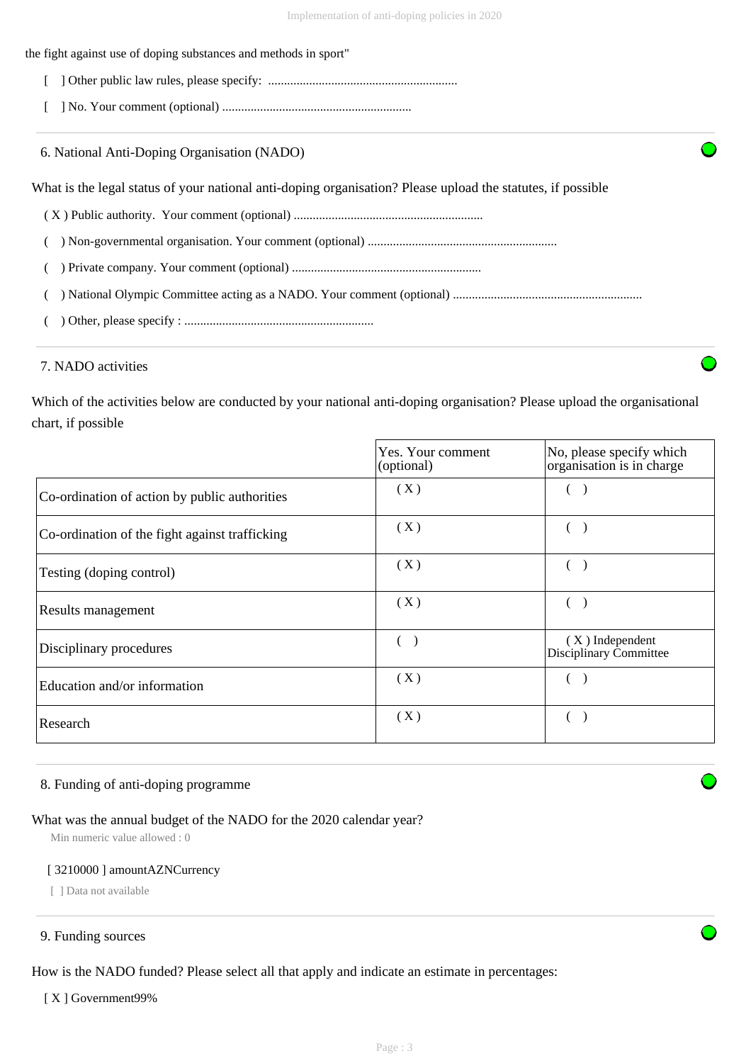the fight against use of doping substances and methods in sport"

[ ] Other public law rules, please specify: ............................................................

[ ] No. Your comment (optional) ............................................................

## 6. National Anti-Doping Organisation (NADO)

What is the legal status of your national anti-doping organisation? Please upload the statutes, if possible

( X ) Public authority. Your comment (optional) ............................................................

( ) Non-governmental organisation. Your comment (optional) ............................................................

( ) Private company. Your comment (optional) ............................................................

( ) National Olympic Committee acting as a NADO. Your comment (optional) ............................................................

( ) Other, please specify : ............................................................

## 7. NADO activities

Which of the activities below are conducted by your national anti-doping organisation? Please upload the organisational chart, if possible

| | Yes. Your comment (optional) | No, please specify which organisation is in charge |
|---|---|---|
| Co-ordination of action by public authorities | ( X ) | ( ) |
| Co-ordination of the fight against trafficking | ( X ) | ( ) |
| Testing (doping control) | ( X ) | ( ) |
| Results management | ( X ) | ( ) |
| Disciplinary procedures | ( ) | ( X ) Independent Disciplinary Committee |
| Education and/or information | ( X ) | ( ) |
| Research | ( X ) | ( ) |

## 8. Funding of anti-doping programme

What was the annual budget of the NADO for the 2020 calendar year?

Min numeric value allowed : 0

[ 3210000 ] amountAZNCurrency

[ ] Data not available

## 9. Funding sources

How is the NADO funded? Please select all that apply and indicate an estimate in percentages:

[ X ] Government99%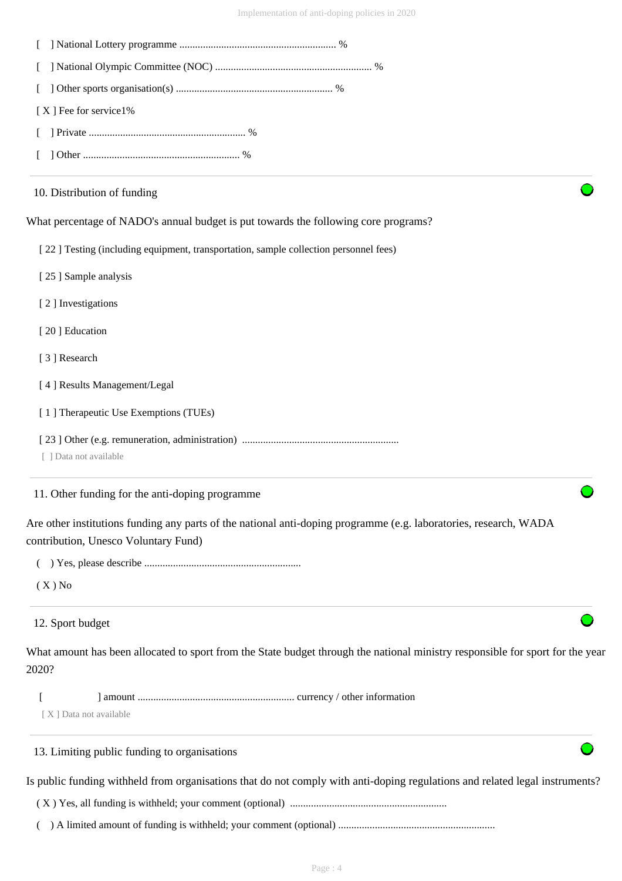[ ] National Lottery programme ............................................................ %

[ ] National Olympic Committee (NOC) ............................................................ %

[ ] Other sports organisation(s) ............................................................ %

[ X ] Fee for service1%

[ ] Private ............................................................ %

[ ] Other ............................................................ %

10. Distribution of funding

What percentage of NADO's annual budget is put towards the following core programs?

[ 22 ] Testing (including equipment, transportation, sample collection personnel fees)

[ 25 ] Sample analysis

[ 2 ] Investigations

[ 20 ] Education

[ 3 ] Research

[ 4 ] Results Management/Legal

[ 1 ] Therapeutic Use Exemptions (TUEs)

[ 23 ] Other (e.g. remuneration, administration) ............................................................

[ ] Data not available

11. Other funding for the anti-doping programme

Are other institutions funding any parts of the national anti-doping programme (e.g. laboratories, research, WADA contribution, Unesco Voluntary Fund)

( ) Yes, please describe ............................................................

( X ) No

12. Sport budget

What amount has been allocated to sport from the State budget through the national ministry responsible for sport for the year 2020?

[ ] amount ............................................................ currency / other information

[ X ] Data not available

13. Limiting public funding to organisations

Is public funding withheld from organisations that do not comply with anti-doping regulations and related legal instruments?

( X ) Yes, all funding is withheld; your comment (optional) ............................................................

( ) A limited amount of funding is withheld; your comment (optional) ............................................................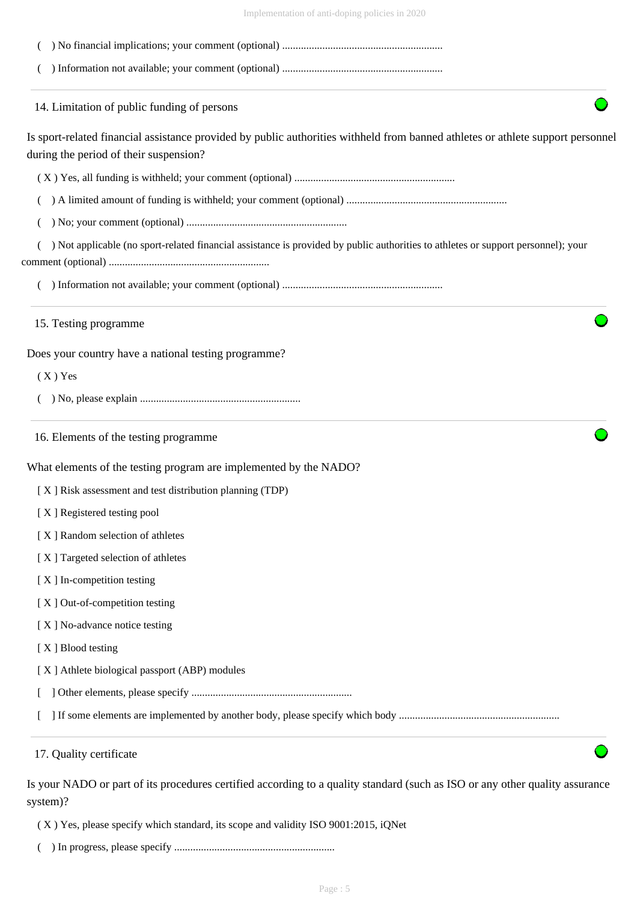( ) No financial implications; your comment (optional) ............................................................

( ) Information not available; your comment (optional) ............................................................

### 14. Limitation of public funding of persons

Is sport-related financial assistance provided by public authorities withheld from banned athletes or athlete support personnel during the period of their suspension?

( X ) Yes, all funding is withheld; your comment (optional) ............................................................

( ) A limited amount of funding is withheld; your comment (optional) ............................................................

( ) No; your comment (optional) ............................................................

( ) Not applicable (no sport-related financial assistance is provided by public authorities to athletes or support personnel); your comment (optional) ............................................................

( ) Information not available; your comment (optional) ............................................................

### 15. Testing programme

Does your country have a national testing programme?

( X ) Yes

( ) No, please explain ............................................................

### 16. Elements of the testing programme

What elements of the testing program are implemented by the NADO?

[ X ] Risk assessment and test distribution planning (TDP)

[ X ] Registered testing pool

[ X ] Random selection of athletes

[ X ] Targeted selection of athletes

[ X ] In-competition testing

[ X ] Out-of-competition testing

[ X ] No-advance notice testing

[ X ] Blood testing

[ X ] Athlete biological passport (ABP) modules

[ ] Other elements, please specify ............................................................

[ ] If some elements are implemented by another body, please specify which body ............................................................

### 17. Quality certificate

Is your NADO or part of its procedures certified according to a quality standard (such as ISO or any other quality assurance system)?

( X ) Yes, please specify which standard, its scope and validity ISO 9001:2015, iQNet

( ) In progress, please specify ............................................................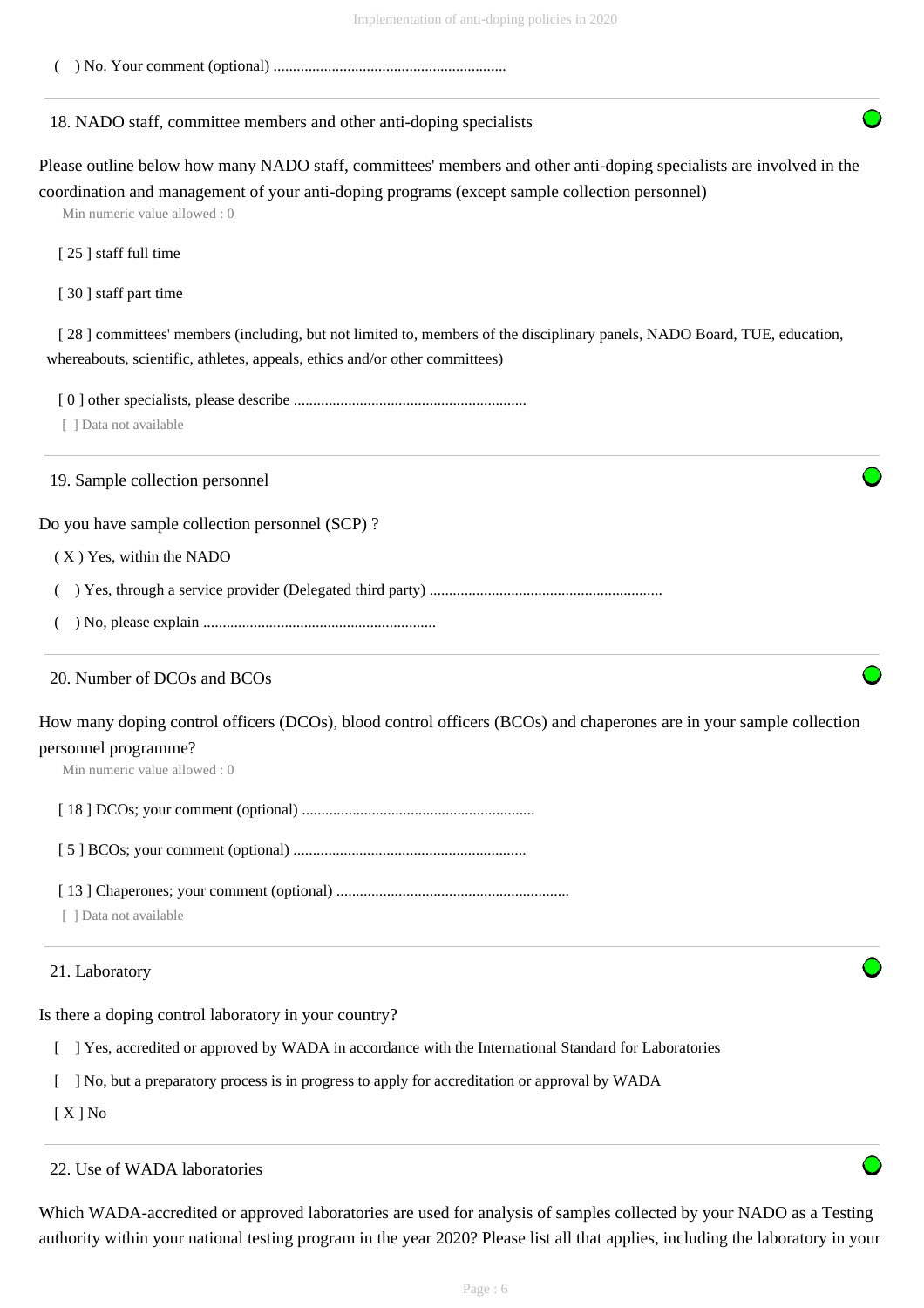( ) No. Your comment (optional) ............................................................

## 18. NADO staff, committee members and other anti-doping specialists

Please outline below how many NADO staff, committees' members and other anti-doping specialists are involved in the coordination and management of your anti-doping programs (except sample collection personnel)

Min numeric value allowed : 0

[ 25 ] staff full time

[ 30 ] staff part time

[ 28 ] committees' members (including, but not limited to, members of the disciplinary panels, NADO Board, TUE, education, whereabouts, scientific, athletes, appeals, ethics and/or other committees)

[ 0 ] other specialists, please describe ............................................................

[ ] Data not available

## 19. Sample collection personnel

Do you have sample collection personnel (SCP) ?

( X ) Yes, within the NADO

( ) Yes, through a service provider (Delegated third party) ............................................................

( ) No, please explain ............................................................

## 20. Number of DCOs and BCOs

How many doping control officers (DCOs), blood control officers (BCOs) and chaperones are in your sample collection personnel programme?

Min numeric value allowed : 0

[ 18 ] DCOs; your comment (optional) ............................................................

[ 5 ] BCOs; your comment (optional) ............................................................

[ 13 ] Chaperones; your comment (optional) ............................................................

[ ] Data not available

## 21. Laboratory

Is there a doping control laboratory in your country?

[ ] Yes, accredited or approved by WADA in accordance with the International Standard for Laboratories

[ ] No, but a preparatory process is in progress to apply for accreditation or approval by WADA

[ X ] No

## 22. Use of WADA laboratories

Which WADA-accredited or approved laboratories are used for analysis of samples collected by your NADO as a Testing authority within your national testing program in the year 2020? Please list all that applies, including the laboratory in your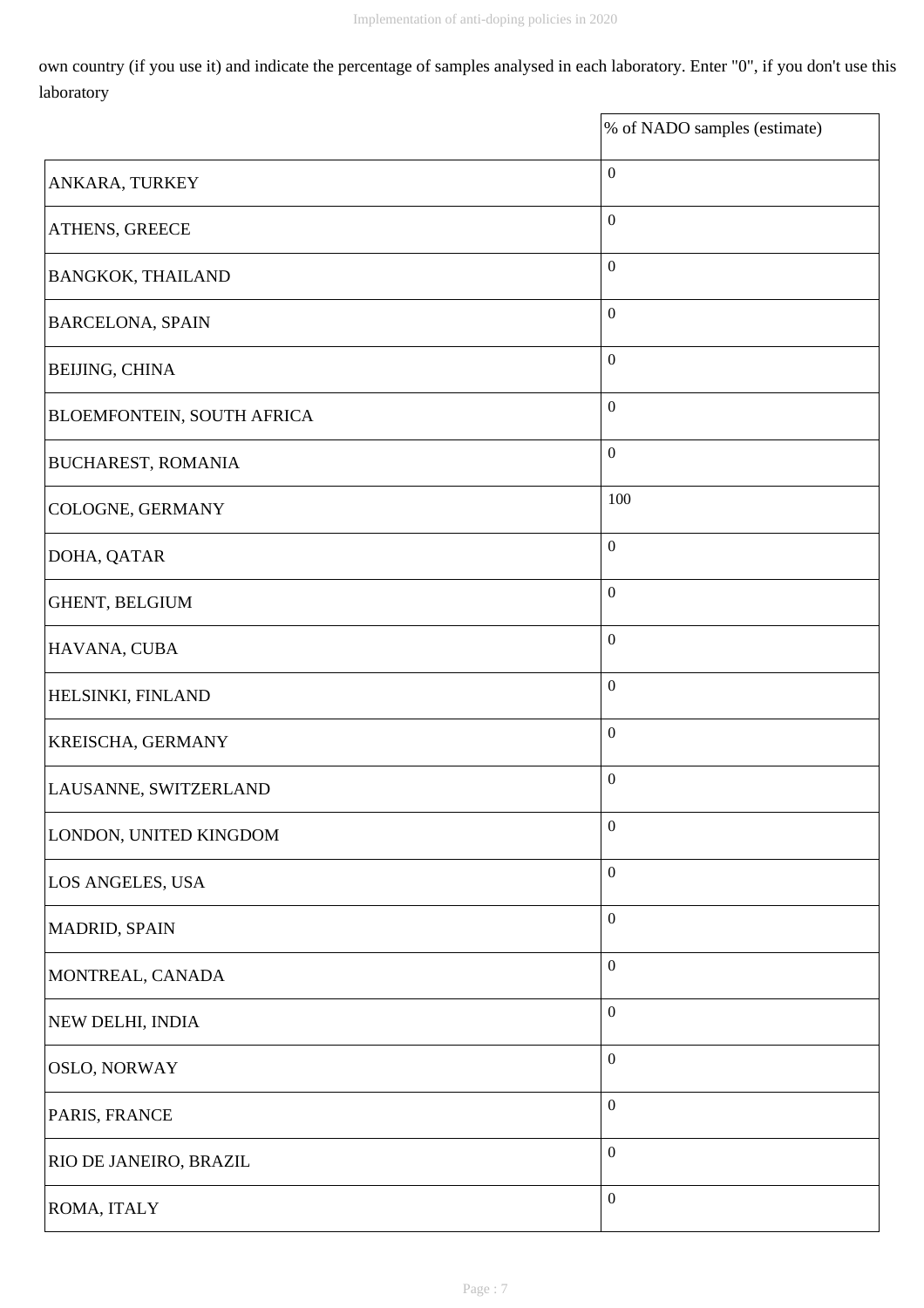own country (if you use it) and indicate the percentage of samples analysed in each laboratory. Enter "0", if you don't use this laboratory

| | % of NADO samples (estimate) |
|---|---|
| ANKARA, TURKEY | 0 |
| ATHENS, GREECE | 0 |
| BANGKOK, THAILAND | 0 |
| BARCELONA, SPAIN | 0 |
| BEIJING, CHINA | 0 |
| BLOEMFONTEIN, SOUTH AFRICA | 0 |
| BUCHAREST, ROMANIA | 0 |
| COLOGNE, GERMANY | 100 |
| DOHA, QATAR | 0 |
| GHENT, BELGIUM | 0 |
| HAVANA, CUBA | 0 |
| HELSINKI, FINLAND | 0 |
| KREISCHA, GERMANY | 0 |
| LAUSANNE, SWITZERLAND | 0 |
| LONDON, UNITED KINGDOM | 0 |
| LOS ANGELES, USA | 0 |
| MADRID, SPAIN | 0 |
| MONTREAL, CANADA | 0 |
| NEW DELHI, INDIA | 0 |
| OSLO, NORWAY | 0 |
| PARIS, FRANCE | 0 |
| RIO DE JANEIRO, BRAZIL | 0 |
| ROMA, ITALY | 0 |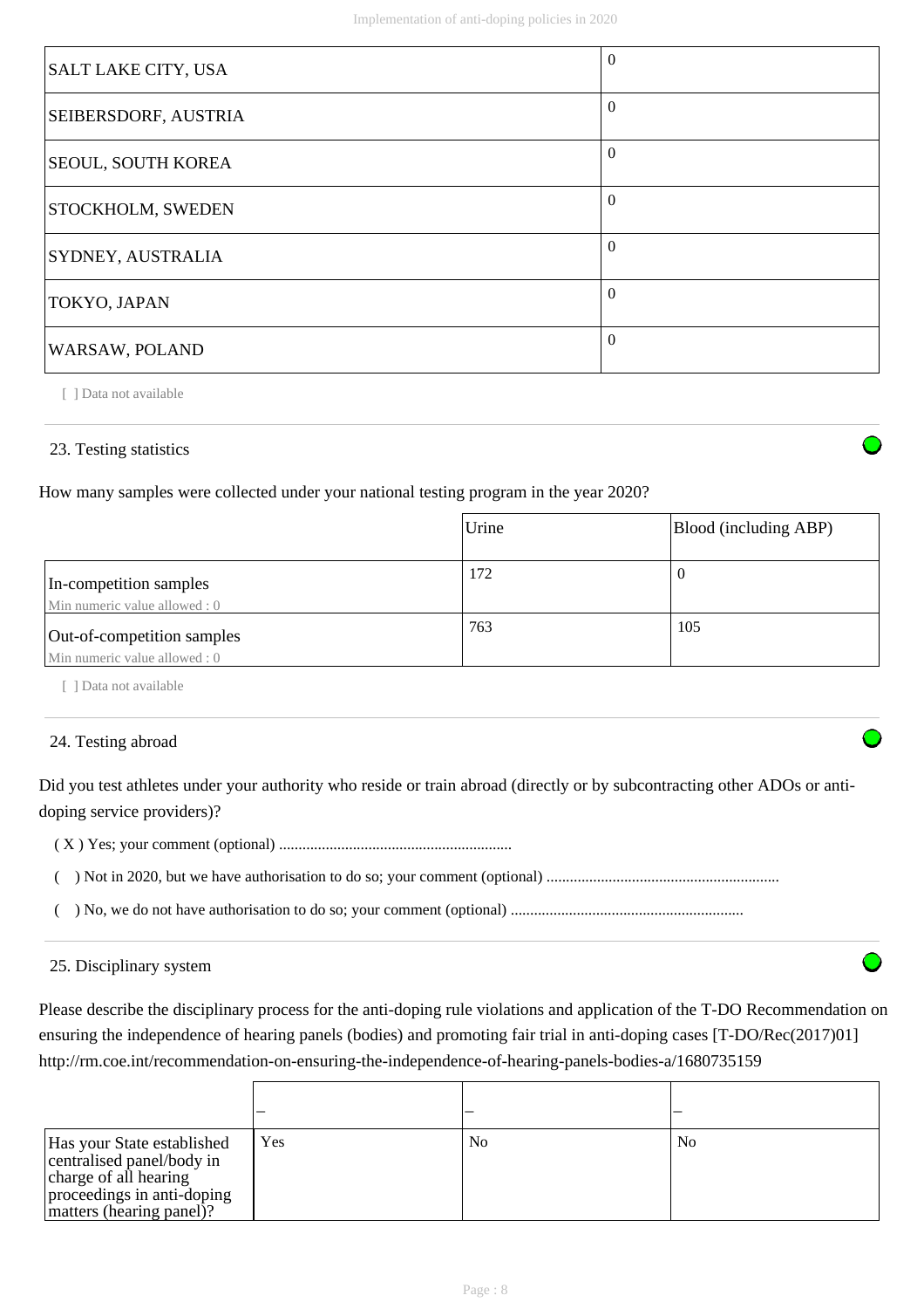| SALT LAKE CITY, USA | 0 |
|---|---|
| SEIBERSDORF, AUSTRIA | 0 |
| SEOUL, SOUTH KOREA | 0 |
| STOCKHOLM, SWEDEN | 0 |
| SYDNEY, AUSTRALIA | 0 |
| TOKYO, JAPAN | 0 |
| WARSAW, POLAND | 0 |

[ ] Data not available

## 23. Testing statistics

How many samples were collected under your national testing program in the year 2020?

| | Urine | Blood (including ABP) |
|---|---|---|
| In-competition samples<br>Min numeric value allowed : 0 | 172 | 0 |
| Out-of-competition samples<br>Min numeric value allowed : 0 | 763 | 105 |

[ ] Data not available

## 24. Testing abroad

Did you test athletes under your authority who reside or train abroad (directly or by subcontracting other ADOs or anti-doping service providers)?

( X ) Yes; your comment (optional) ...........................................................

(   ) Not in 2020, but we have authorisation to do so; your comment (optional) ...........................................................

(   ) No, we do not have authorisation to do so; your comment (optional) ...........................................................

## 25. Disciplinary system

Please describe the disciplinary process for the anti-doping rule violations and application of the T-DO Recommendation on ensuring the independence of hearing panels (bodies) and promoting fair trial in anti-doping cases [T-DO/Rec(2017)01] http://rm.coe.int/recommendation-on-ensuring-the-independence-of-hearing-panels-bodies-a/1680735159

| | – | – | – |
|---|---|---|---|
| Has your State established centralised panel/body in charge of all hearing proceedings in anti-doping matters (hearing panel)? | Yes | No | No |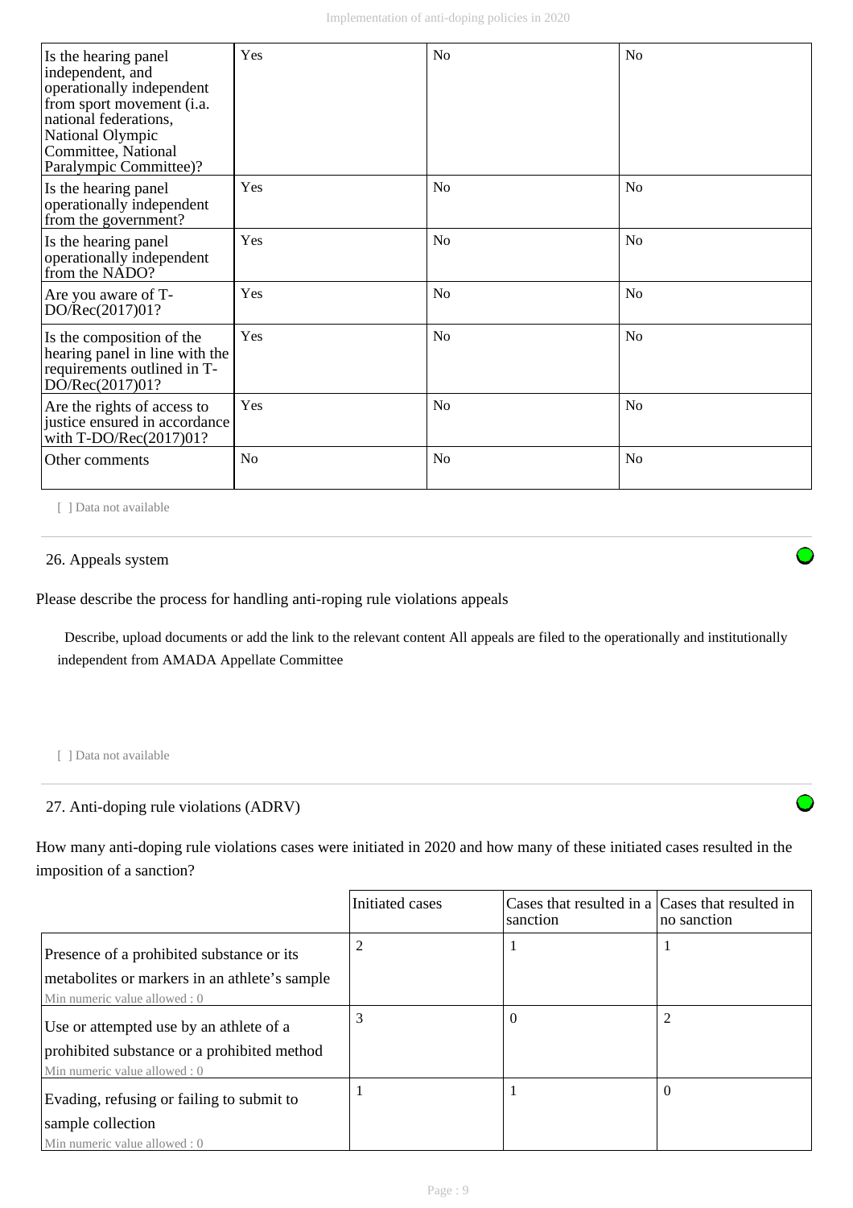| Is the hearing panel independent, and operationally independent from sport movement (i.a. national federations, National Olympic Committee, National Paralympic Committee)? | Yes | No | No |
|---|---|---|---|
| Is the hearing panel operationally independent from the government? | Yes | No | No |
| Is the hearing panel operationally independent from the NADO? | Yes | No | No |
| Are you aware of T-DO/Rec(2017)01? | Yes | No | No |
| Is the composition of the hearing panel in line with the requirements outlined in T-DO/Rec(2017)01? | Yes | No | No |
| Are the rights of access to justice ensured in accordance with T-DO/Rec(2017)01? | Yes | No | No |
| Other comments | No | No | No |

[ ] Data not available

26. Appeals system

Please describe the process for handling anti-roping rule violations appeals

Describe, upload documents or add the link to the relevant content All appeals are filed to the operationally and institutionally independent from AMADA Appellate Committee

[ ] Data not available

27. Anti-doping rule violations (ADRV)

How many anti-doping rule violations cases were initiated in 2020 and how many of these initiated cases resulted in the imposition of a sanction?

| | Initiated cases | Cases that resulted in a sanction | Cases that resulted in no sanction |
|---|---|---|---|
| Presence of a prohibited substance or its metabolites or markers in an athlete's sample<br>Min numeric value allowed : 0 | 2 | 1 | 1 |
| Use or attempted use by an athlete of a prohibited substance or a prohibited method<br>Min numeric value allowed : 0 | 3 | 0 | 2 |
| Evading, refusing or failing to submit to sample collection<br>Min numeric value allowed : 0 | 1 | 1 | 0 |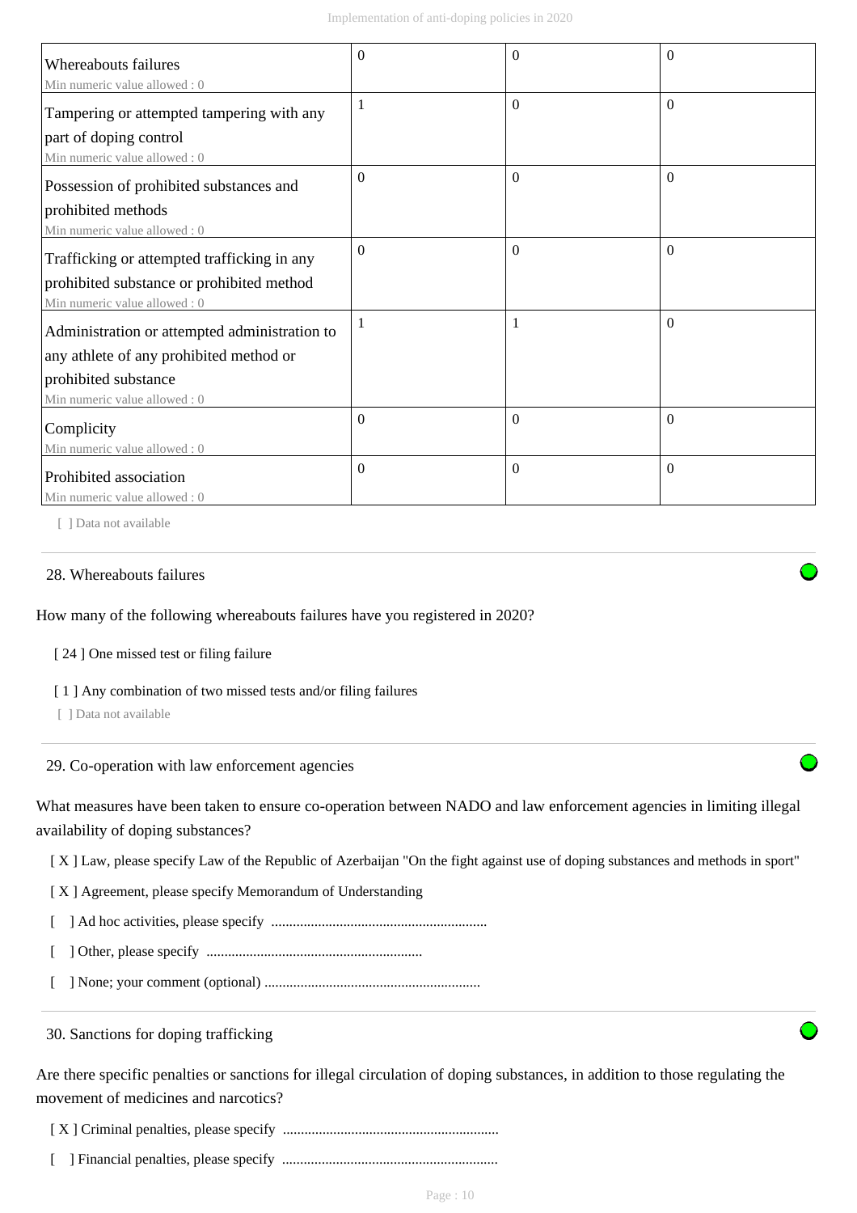| | | | |
|---|---|---|---|
| Whereabouts failures<br>Min numeric value allowed : 0 | 0 | 0 | 0 |
| Tampering or attempted tampering with any part of doping control<br>Min numeric value allowed : 0 | 1 | 0 | 0 |
| Possession of prohibited substances and prohibited methods<br>Min numeric value allowed : 0 | 0 | 0 | 0 |
| Trafficking or attempted trafficking in any prohibited substance or prohibited method<br>Min numeric value allowed : 0 | 0 | 0 | 0 |
| Administration or attempted administration to any athlete of any prohibited method or prohibited substance<br>Min numeric value allowed : 0 | 1 | 1 | 0 |
| Complicity<br>Min numeric value allowed : 0 | 0 | 0 | 0 |
| Prohibited association<br>Min numeric value allowed : 0 | 0 | 0 | 0 |

[ ] Data not available

28. Whereabouts failures

How many of the following whereabouts failures have you registered in 2020?

[ 24 ] One missed test or filing failure

[ 1 ] Any combination of two missed tests and/or filing failures

[ ] Data not available

29. Co-operation with law enforcement agencies

What measures have been taken to ensure co-operation between NADO and law enforcement agencies in limiting illegal availability of doping substances?

[ X ] Law, please specify Law of the Republic of Azerbaijan "On the fight against use of doping substances and methods in sport"

[ X ] Agreement, please specify Memorandum of Understanding

[ ] Ad hoc activities, please specify ............................................................

[ ] Other, please specify ............................................................

[ ] None; your comment (optional) ............................................................

30. Sanctions for doping trafficking

Are there specific penalties or sanctions for illegal circulation of doping substances, in addition to those regulating the movement of medicines and narcotics?

[ X ] Criminal penalties, please specify ............................................................

[ ] Financial penalties, please specify ............................................................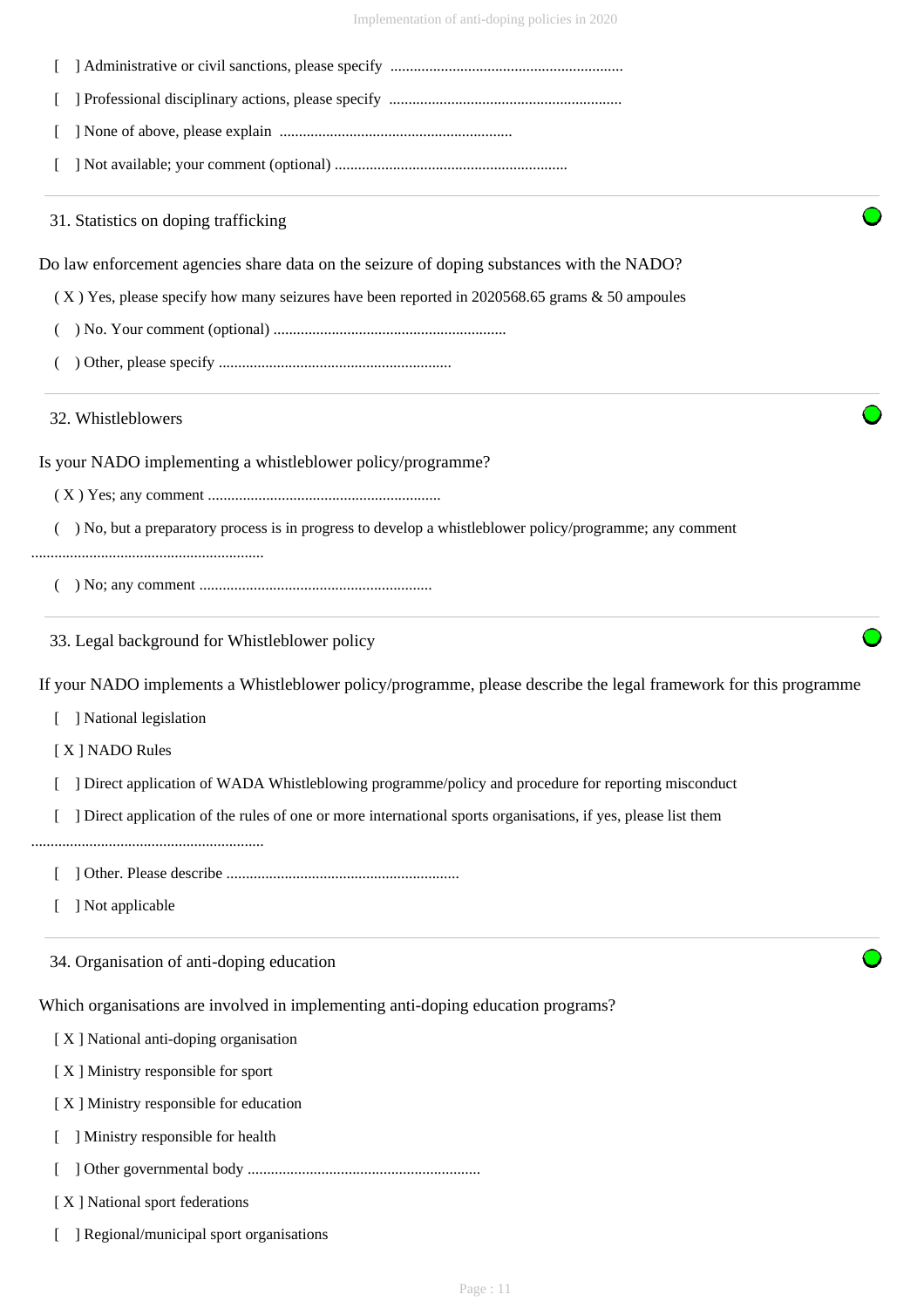[ ] Administrative or civil sanctions, please specify ............................................................

[ ] Professional disciplinary actions, please specify ............................................................

[ ] None of above, please explain ............................................................

[ ] Not available; your comment (optional) ............................................................

31. Statistics on doping trafficking

Do law enforcement agencies share data on the seizure of doping substances with the NADO?

( X ) Yes, please specify how many seizures have been reported in 2020568.65 grams & 50 ampoules

( ) No. Your comment (optional) ............................................................

( ) Other, please specify ............................................................

32. Whistleblowers

Is your NADO implementing a whistleblower policy/programme?

( X ) Yes; any comment ............................................................

( ) No, but a preparatory process is in progress to develop a whistleblower policy/programme; any comment ............................................................

( ) No; any comment ............................................................

33. Legal background for Whistleblower policy

If your NADO implements a Whistleblower policy/programme, please describe the legal framework for this programme

[ ] National legislation

[ X ] NADO Rules

[ ] Direct application of WADA Whistleblowing programme/policy and procedure for reporting misconduct

[ ] Direct application of the rules of one or more international sports organisations, if yes, please list them ............................................................

[ ] Other. Please describe ............................................................

[ ] Not applicable

34. Organisation of anti-doping education

Which organisations are involved in implementing anti-doping education programs?

[ X ] National anti-doping organisation

[ X ] Ministry responsible for sport

[ X ] Ministry responsible for education

[ ] Ministry responsible for health

[ ] Other governmental body ............................................................

[ X ] National sport federations

[ ] Regional/municipal sport organisations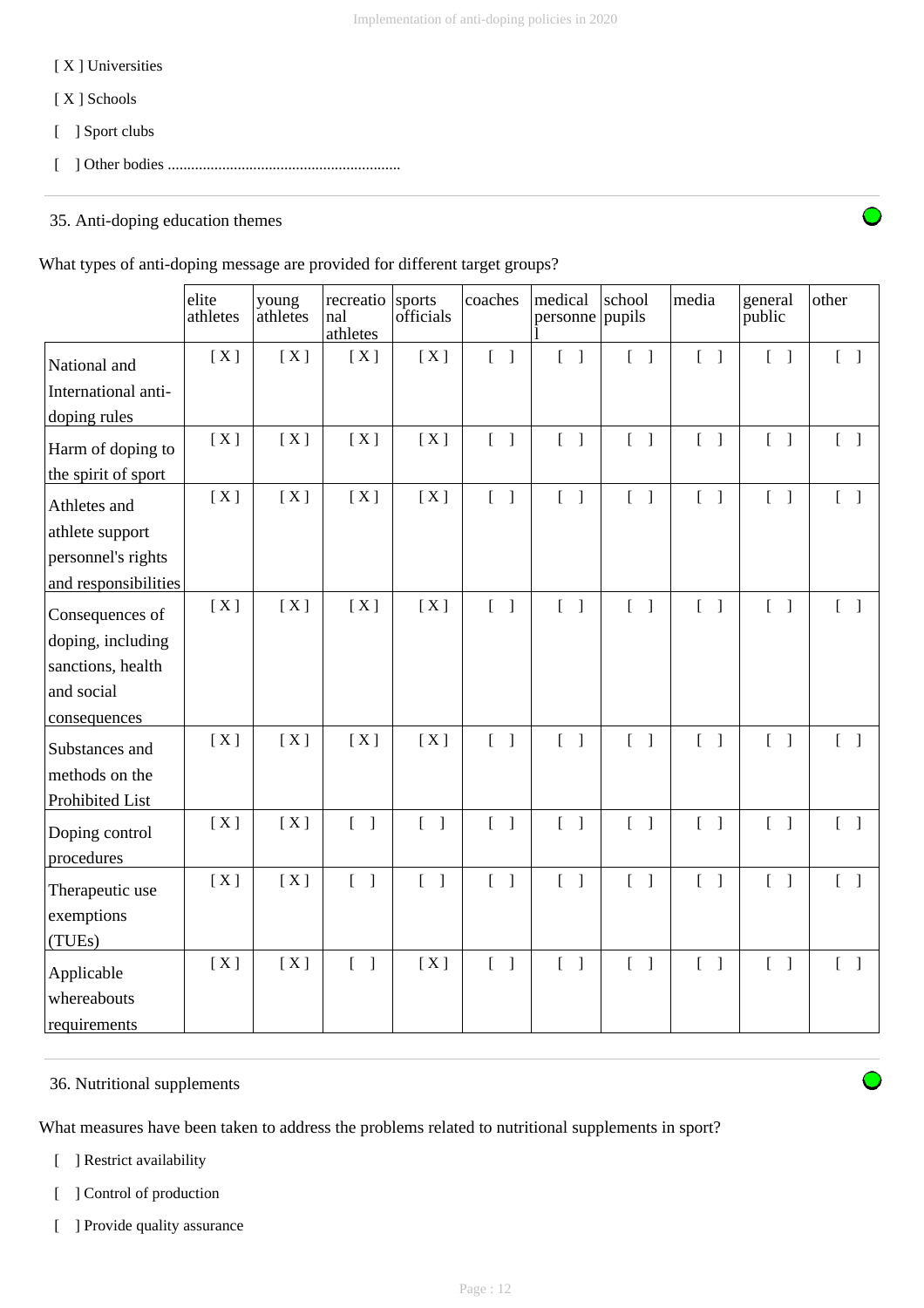[ X ] Universities

[ X ] Schools

[ ] Sport clubs

[ ] Other bodies ............................................................

35. Anti-doping education themes

What types of anti-doping message are provided for different target groups?

| | elite athletes | young athletes | recreational athletes | sports officials | coaches | medical personnel | school pupils | media | general public | other |
|---|---|---|---|---|---|---|---|---|---|---|
| National and International anti-doping rules | [ X ] | [ X ] | [ X ] | [ X ] | [ ] | [ ] | [ ] | [ ] | [ ] | [ ] |
| Harm of doping to the spirit of sport | [ X ] | [ X ] | [ X ] | [ X ] | [ ] | [ ] | [ ] | [ ] | [ ] | [ ] |
| Athletes and athlete support personnel's rights and responsibilities | [ X ] | [ X ] | [ X ] | [ X ] | [ ] | [ ] | [ ] | [ ] | [ ] | [ ] |
| Consequences of doping, including sanctions, health and social consequences | [ X ] | [ X ] | [ X ] | [ X ] | [ ] | [ ] | [ ] | [ ] | [ ] | [ ] |
| Substances and methods on the Prohibited List | [ X ] | [ X ] | [ X ] | [ X ] | [ ] | [ ] | [ ] | [ ] | [ ] | [ ] |
| Doping control procedures | [ X ] | [ X ] | [ ] | [ ] | [ ] | [ ] | [ ] | [ ] | [ ] | [ ] |
| Therapeutic use exemptions (TUEs) | [ X ] | [ X ] | [ ] | [ ] | [ ] | [ ] | [ ] | [ ] | [ ] | [ ] |
| Applicable whereabouts requirements | [ X ] | [ X ] | [ ] | [ X ] | [ ] | [ ] | [ ] | [ ] | [ ] | [ ] |

36. Nutritional supplements

What measures have been taken to address the problems related to nutritional supplements in sport?

[ ] Restrict availability

[ ] Control of production

[ ] Provide quality assurance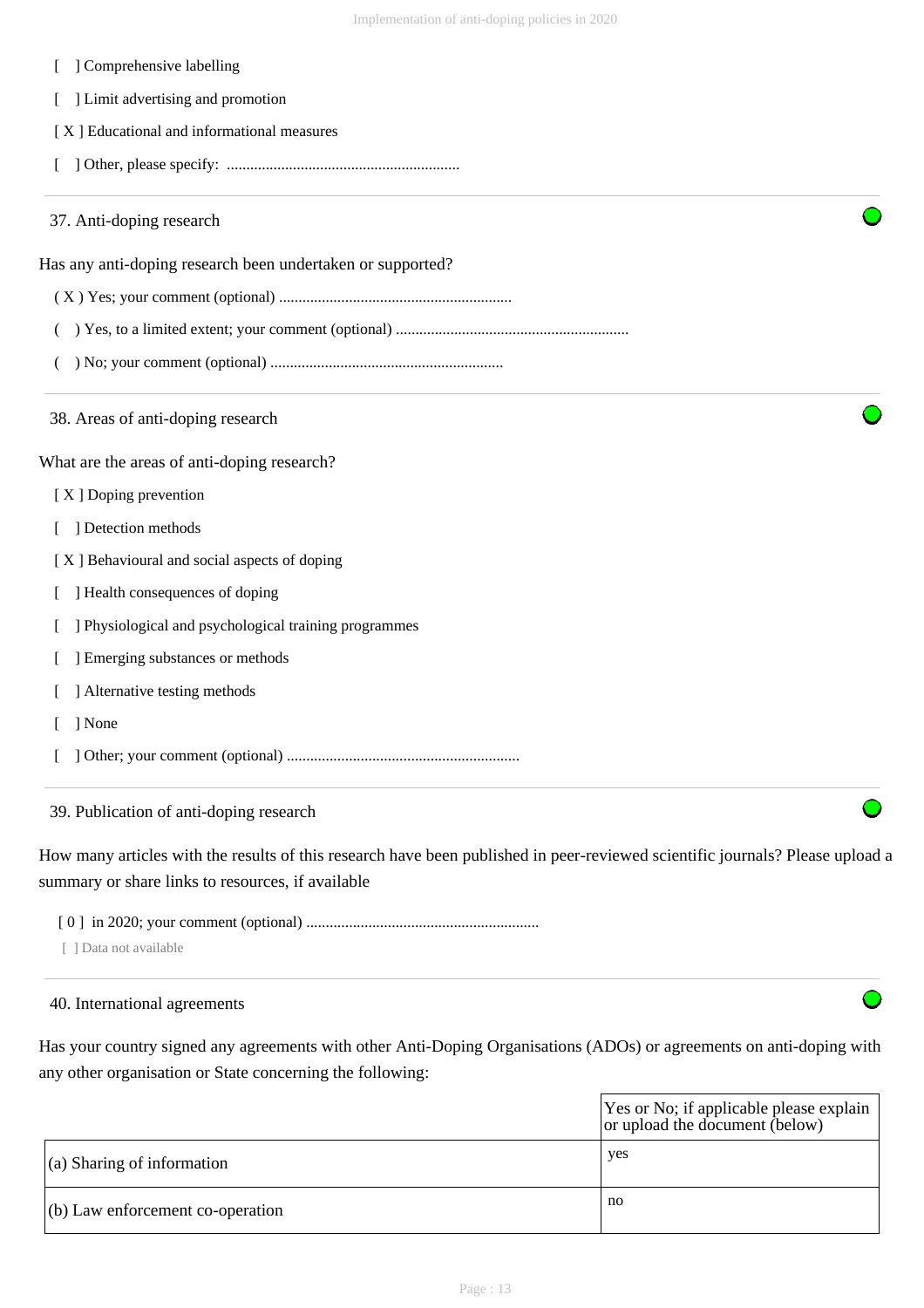[ ] Comprehensive labelling

[ ] Limit advertising and promotion

[ X ] Educational and informational measures

[ ] Other, please specify: ...........................................................

### 37. Anti-doping research

Has any anti-doping research been undertaken or supported?

( X ) Yes; your comment (optional) ...........................................................

( ) Yes, to a limited extent; your comment (optional) ...........................................................

( ) No; your comment (optional) ...........................................................

### 38. Areas of anti-doping research

What are the areas of anti-doping research?

[ X ] Doping prevention

[ ] Detection methods

[ X ] Behavioural and social aspects of doping

[ ] Health consequences of doping

[ ] Physiological and psychological training programmes

[ ] Emerging substances or methods

[ ] Alternative testing methods

[ ] None

[ ] Other; your comment (optional) ...........................................................

### 39. Publication of anti-doping research

How many articles with the results of this research have been published in peer-reviewed scientific journals? Please upload a summary or share links to resources, if available

[ 0 ] in 2020; your comment (optional) ...........................................................

[ ] Data not available

### 40. International agreements

Has your country signed any agreements with other Anti-Doping Organisations (ADOs) or agreements on anti-doping with any other organisation or State concerning the following:

| | Yes or No; if applicable please explain or upload the document (below) |
|---|---|
| (a) Sharing of information | yes |
| (b) Law enforcement co-operation | no |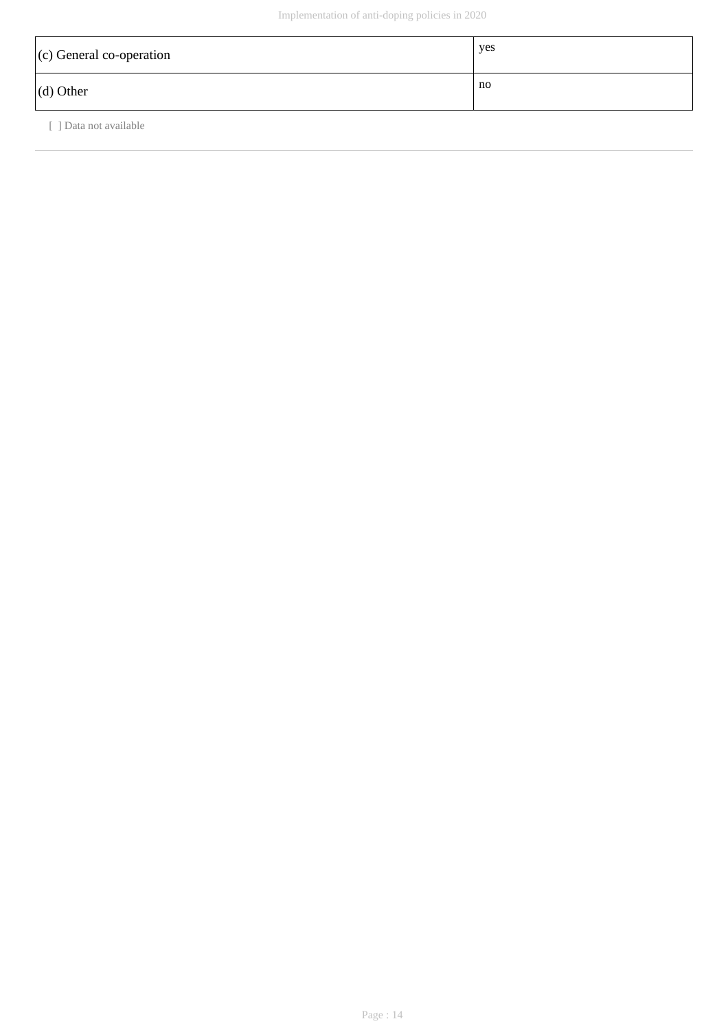| | |
|---|---|
| (c) General co-operation | yes |
| (d) Other | no |

[ ] Data not available